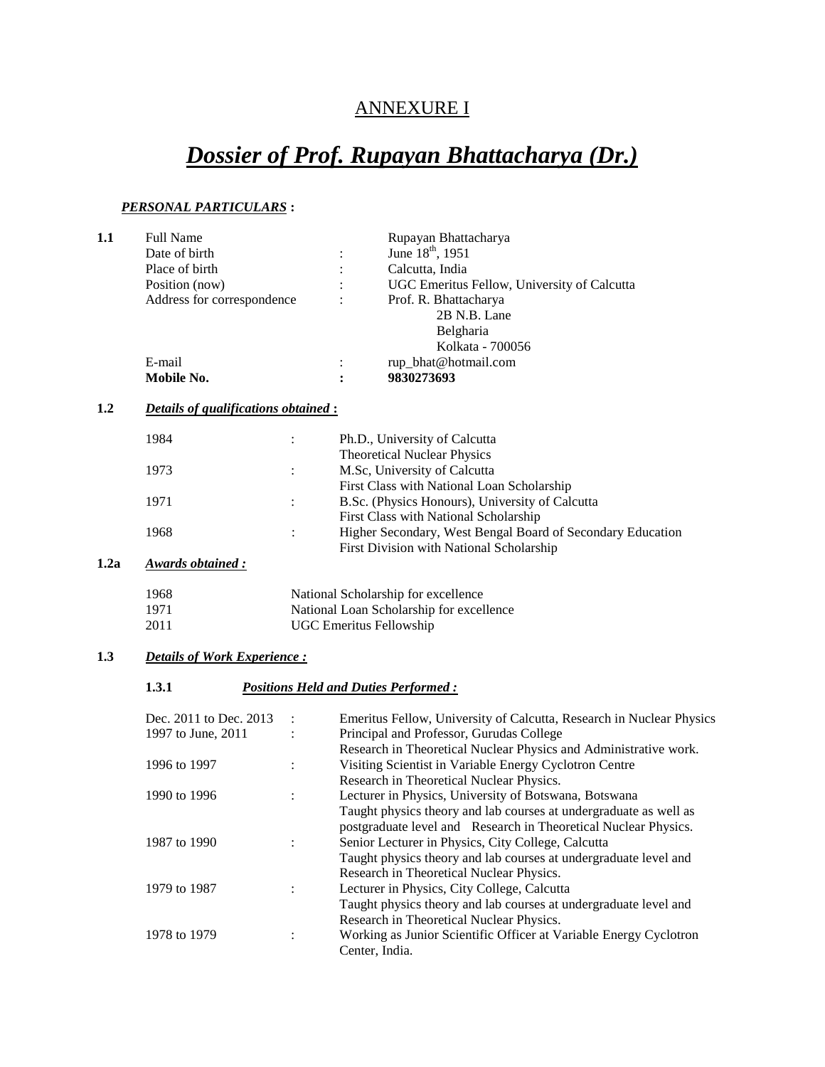# ANNEXURE I

# *Dossier of Prof. Rupayan Bhattacharya (Dr.)*

***PERSONAL PARTICULARS*** **:**

**1.1**

| | | |
|---|---|---|
| Full Name | | Rupayan Bhattacharya |
| Date of birth | : | June 18th, 1951 |
| Place of birth | : | Calcutta, India |
| Position (now) | : | UGC Emeritus Fellow, University of Calcutta |
| Address for correspondence | : | Prof. R. Bhattacharya<br>2B N.B. Lane<br>Belgharia<br>Kolkata - 700056 |
| E-mail | : | rup_bhat@hotmail.com |
| **Mobile No.** | **:** | **9830273693** |

**1.2** ***Details of qualifications obtained*** **:**

| | | |
|---|---|---|
| 1984 | : | Ph.D., University of Calcutta<br>Theoretical Nuclear Physics |
| 1973 | : | M.Sc, University of Calcutta<br>First Class with National Loan Scholarship |
| 1971 | : | B.Sc. (Physics Honours), University of Calcutta<br>First Class with National Scholarship |
| 1968 | : | Higher Secondary, West Bengal Board of Secondary Education<br>First Division with National Scholarship |

**1.2a** ***Awards obtained :***

| | |
|---|---|
| 1968 | National Scholarship for excellence |
| 1971 | National Loan Scholarship for excellence |
| 2011 | UGC Emeritus Fellowship |

**1.3** ***Details of Work Experience :***

**1.3.1** ***Positions Held and Duties Performed :***

| | | |
|---|---|---|
| Dec. 2011 to Dec. 2013 | : | Emeritus Fellow, University of Calcutta, Research in Nuclear Physics |
| 1997 to June, 2011 | : | Principal and Professor, Gurudas College<br>Research in Theoretical Nuclear Physics and Administrative work. |
| 1996 to 1997 | : | Visiting Scientist in Variable Energy Cyclotron Centre<br>Research in Theoretical Nuclear Physics. |
| 1990 to 1996 | : | Lecturer in Physics, University of Botswana, Botswana<br>Taught physics theory and lab courses at undergraduate as well as postgraduate level and Research in Theoretical Nuclear Physics. |
| 1987 to 1990 | : | Senior Lecturer in Physics, City College, Calcutta<br>Taught physics theory and lab courses at undergraduate level and Research in Theoretical Nuclear Physics. |
| 1979 to 1987 | : | Lecturer in Physics, City College, Calcutta<br>Taught physics theory and lab courses at undergraduate level and Research in Theoretical Nuclear Physics. |
| 1978 to 1979 | : | Working as Junior Scientific Officer at Variable Energy Cyclotron Center, India. |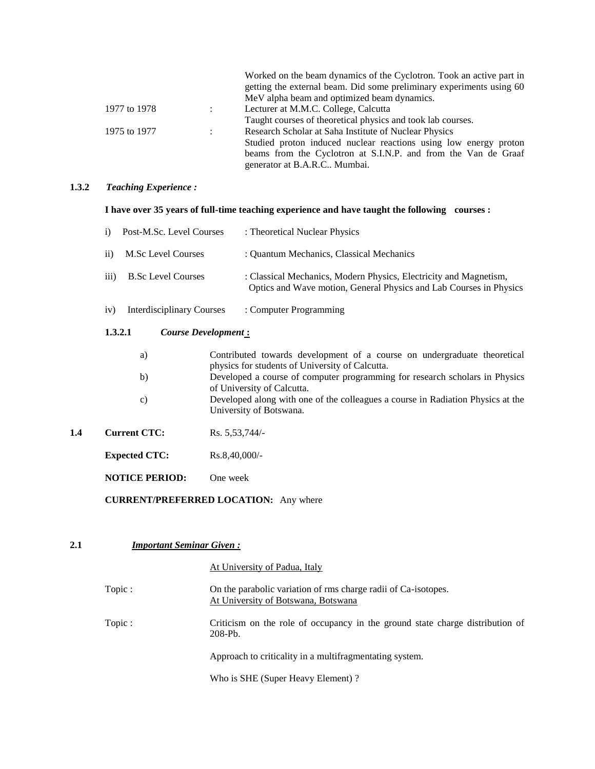| | | |
|---|---|---|
| | | Worked on the beam dynamics of the Cyclotron. Took an active part in getting the external beam. Did some preliminary experiments using 60 MeV alpha beam and optimized beam dynamics. |
| 1977 to 1978 | : | Lecturer at M.M.C. College, Calcutta<br>Taught courses of theoretical physics and took lab courses. |
| 1975 to 1977 | : | Research Scholar at Saha Institute of Nuclear Physics<br>Studied proton induced nuclear reactions using low energy proton beams from the Cyclotron at S.I.N.P. and from the Van de Graaf generator at B.A.R.C.. Mumbai. |

### 1.3.2 *Teaching Experience :*

**I have over 35 years of full-time teaching experience and have taught the following courses :**

| | |
|---|---|
| i) Post-M.Sc. Level Courses | : Theoretical Nuclear Physics |
| ii) M.Sc Level Courses | : Quantum Mechanics, Classical Mechanics |
| iii) B.Sc Level Courses | : Classical Mechanics, Modern Physics, Electricity and Magnetism, Optics and Wave motion, General Physics and Lab Courses in Physics |
| iv) Interdisciplinary Courses | : Computer Programming |

#### 1.3.2.1 *Course Development* **:**

a) Contributed towards development of a course on undergraduate theoretical physics for students of University of Calcutta.

b) Developed a course of computer programming for research scholars in Physics of University of Calcutta.

c) Developed along with one of the colleagues a course in Radiation Physics at the University of Botswana.

**1.4 Current CTC:** Rs. 5,53,744/-

**Expected CTC:** Rs.8,40,000/-

**NOTICE PERIOD:** One week

**CURRENT/PREFERRED LOCATION:** Any where

### 2.1 ***Important Seminar Given :***

At University of Padua, Italy

Topic : On the parabolic variation of rms charge radii of Ca-isotopes.

At University of Botswana, Botswana

Topic : Criticism on the role of occupancy in the ground state charge distribution of 208-Pb.

Approach to criticality in a multifragmentating system.

Who is SHE (Super Heavy Element) ?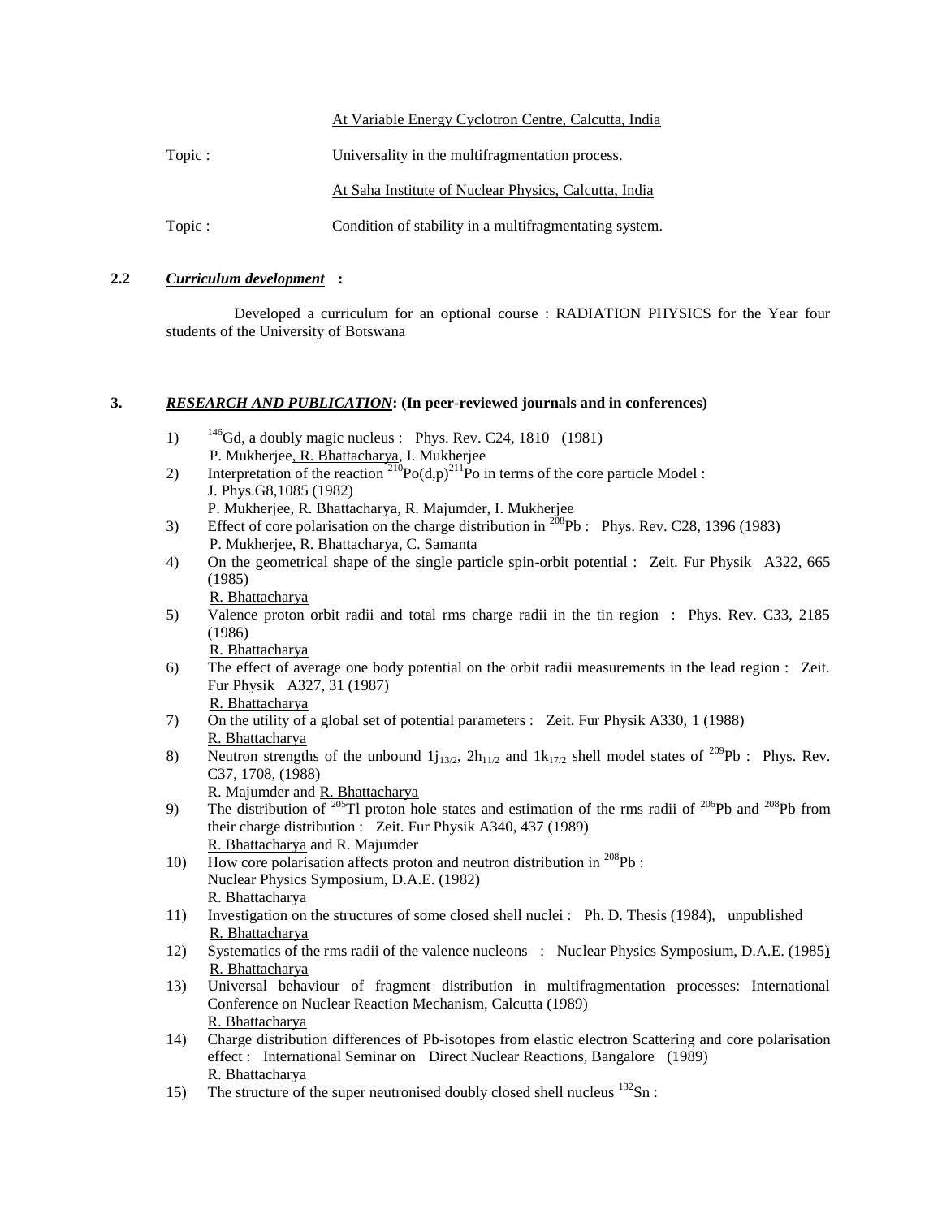At Variable Energy Cyclotron Centre, Calcutta, India

Topic : Universality in the multifragmentation process.

At Saha Institute of Nuclear Physics, Calcutta, India

Topic : Condition of stability in a multifragmentating system.

**2.2** ***Curriculum development*** **:**

Developed a curriculum for an optional course : RADIATION PHYSICS for the Year four students of the University of Botswana

## 3. ***RESEARCH AND PUBLICATION*: (In peer-reviewed journals and in conferences)**

1) $^{146}$Gd, a doubly magic nucleus : Phys. Rev. C24, 1810 (1981)
   P. Mukherjee, R. Bhattacharya, I. Mukherjee
2) Interpretation of the reaction $^{210}$Po(d,p)$^{211}$Po in terms of the core particle Model :
   J. Phys.G8,1085 (1982)
   P. Mukherjee, R. Bhattacharya, R. Majumder, I. Mukherjee
3) Effect of core polarisation on the charge distribution in $^{208}$Pb : Phys. Rev. C28, 1396 (1983)
   P. Mukherjee, R. Bhattacharya, C. Samanta
4) On the geometrical shape of the single particle spin-orbit potential : Zeit. Fur Physik A322, 665 (1985)
   R. Bhattacharya
5) Valence proton orbit radii and total rms charge radii in the tin region : Phys. Rev. C33, 2185 (1986)
   R. Bhattacharya
6) The effect of average one body potential on the orbit radii measurements in the lead region : Zeit. Fur Physik A327, 31 (1987)
   R. Bhattacharya
7) On the utility of a global set of potential parameters : Zeit. Fur Physik A330, 1 (1988)
   R. Bhattacharya
8) Neutron strengths of the unbound $1j_{13/2}$, $2h_{11/2}$ and $1k_{17/2}$ shell model states of $^{209}$Pb : Phys. Rev. C37, 1708, (1988)
   R. Majumder and R. Bhattacharya
9) The distribution of $^{205}$Tl proton hole states and estimation of the rms radii of $^{206}$Pb and $^{208}$Pb from their charge distribution : Zeit. Fur Physik A340, 437 (1989)
   R. Bhattacharya and R. Majumder
10) How core polarisation affects proton and neutron distribution in $^{208}$Pb :
    Nuclear Physics Symposium, D.A.E. (1982)
    R. Bhattacharya
11) Investigation on the structures of some closed shell nuclei : Ph. D. Thesis (1984), unpublished
    R. Bhattacharya
12) Systematics of the rms radii of the valence nucleons : Nuclear Physics Symposium, D.A.E. (1985)
    R. Bhattacharya
13) Universal behaviour of fragment distribution in multifragmentation processes: International Conference on Nuclear Reaction Mechanism, Calcutta (1989)
    R. Bhattacharya
14) Charge distribution differences of Pb-isotopes from elastic electron Scattering and core polarisation effect : International Seminar on Direct Nuclear Reactions, Bangalore (1989)
    R. Bhattacharya
15) The structure of the super neutronised doubly closed shell nucleus $^{132}$Sn :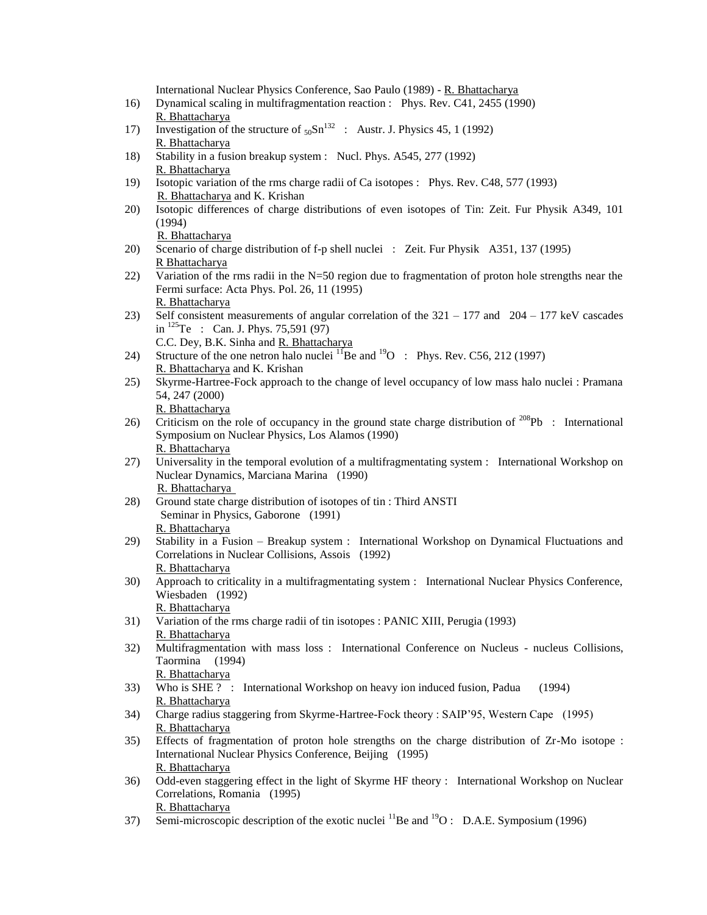International Nuclear Physics Conference, Sao Paulo (1989) - R. Bhattacharya

16) Dynamical scaling in multifragmentation reaction : Phys. Rev. C41, 2455 (1990)
R. Bhattacharya

17) Investigation of the structure of ${}_{50}Sn^{132}$ : Austr. J. Physics 45, 1 (1992)
R. Bhattacharya

18) Stability in a fusion breakup system : Nucl. Phys. A545, 277 (1992)
R. Bhattacharya

19) Isotopic variation of the rms charge radii of Ca isotopes : Phys. Rev. C48, 577 (1993)
R. Bhattacharya and K. Krishan

20) Isotopic differences of charge distributions of even isotopes of Tin: Zeit. Fur Physik A349, 101 (1994)
R. Bhattacharya

20) Scenario of charge distribution of f-p shell nuclei : Zeit. Fur Physik A351, 137 (1995)
R Bhattacharya

22) Variation of the rms radii in the N=50 region due to fragmentation of proton hole strengths near the Fermi surface: Acta Phys. Pol. 26, 11 (1995)
R. Bhattacharya

23) Self consistent measurements of angular correlation of the 321 – 177 and 204 – 177 keV cascades in ${}^{125}Te$ : Can. J. Phys. 75,591 (97)
C.C. Dey, B.K. Sinha and R. Bhattacharya

24) Structure of the one netron halo nuclei ${}^{11}Be$ and ${}^{19}O$ : Phys. Rev. C56, 212 (1997)
R. Bhattacharya and K. Krishan

25) Skyrme-Hartree-Fock approach to the change of level occupancy of low mass halo nuclei : Pramana 54, 247 (2000)
R. Bhattacharya

26) Criticism on the role of occupancy in the ground state charge distribution of ${}^{208}Pb$ : International Symposium on Nuclear Physics, Los Alamos (1990)
R. Bhattacharya

27) Universality in the temporal evolution of a multifragmentating system : International Workshop on Nuclear Dynamics, Marciana Marina (1990)
R. Bhattacharya

28) Ground state charge distribution of isotopes of tin : Third ANSTI Seminar in Physics, Gaborone (1991)
R. Bhattacharya

29) Stability in a Fusion – Breakup system : International Workshop on Dynamical Fluctuations and Correlations in Nuclear Collisions, Assois (1992)
R. Bhattacharya

30) Approach to criticality in a multifragmentating system : International Nuclear Physics Conference, Wiesbaden (1992)
R. Bhattacharya

31) Variation of the rms charge radii of tin isotopes : PANIC XIII, Perugia (1993)
R. Bhattacharya

32) Multifragmentation with mass loss : International Conference on Nucleus - nucleus Collisions, Taormina (1994)
R. Bhattacharya

33) Who is SHE ? : International Workshop on heavy ion induced fusion, Padua (1994)
R. Bhattacharya

34) Charge radius staggering from Skyrme-Hartree-Fock theory : SAIP'95, Western Cape (1995)
R. Bhattacharya

35) Effects of fragmentation of proton hole strengths on the charge distribution of Zr-Mo isotope : International Nuclear Physics Conference, Beijing (1995)
R. Bhattacharya

36) Odd-even staggering effect in the light of Skyrme HF theory : International Workshop on Nuclear Correlations, Romania (1995)
R. Bhattacharya

37) Semi-microscopic description of the exotic nuclei ${}^{11}Be$ and ${}^{19}O$ : D.A.E. Symposium (1996)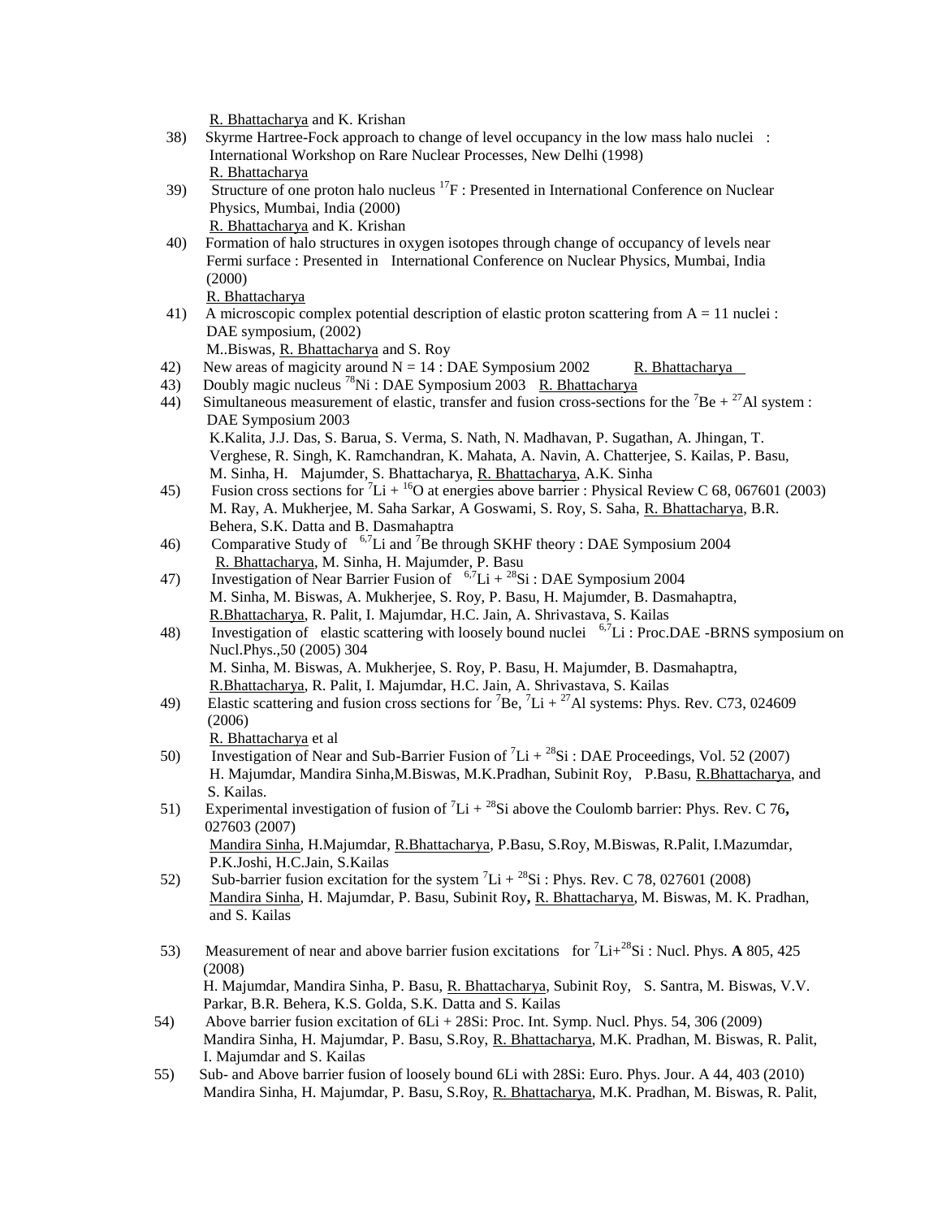R. Bhattacharya and K. Krishan

38) Skyrme Hartree-Fock approach to change of level occupancy in the low mass halo nuclei : International Workshop on Rare Nuclear Processes, New Delhi (1998)
R. Bhattacharya

39) Structure of one proton halo nucleus $^{17}F$ : Presented in International Conference on Nuclear Physics, Mumbai, India (2000)
R. Bhattacharya and K. Krishan

40) Formation of halo structures in oxygen isotopes through change of occupancy of levels near Fermi surface : Presented in International Conference on Nuclear Physics, Mumbai, India (2000)
R. Bhattacharya

41) A microscopic complex potential description of elastic proton scattering from A = 11 nuclei : DAE symposium, (2002)
M..Biswas, R. Bhattacharya and S. Roy

42) New areas of magicity around N = 14 : DAE Symposium 2002 R. Bhattacharya

43) Doubly magic nucleus $^{78}Ni$ : DAE Symposium 2003 R. Bhattacharya

44) Simultaneous measurement of elastic, transfer and fusion cross-sections for the $^{7}Be + ^{27}Al$ system : DAE Symposium 2003
K.Kalita, J.J. Das, S. Barua, S. Verma, S. Nath, N. Madhavan, P. Sugathan, A. Jhingan, T. Verghese, R. Singh, K. Ramchandran, K. Mahata, A. Navin, A. Chatterjee, S. Kailas, P. Basu, M. Sinha, H. Majumder, S. Bhattacharya, R. Bhattacharya, A.K. Sinha

45) Fusion cross sections for $^{7}Li + ^{16}O$ at energies above barrier : Physical Review C 68, 067601 (2003)
M. Ray, A. Mukherjee, M. Saha Sarkar, A Goswami, S. Roy, S. Saha, R. Bhattacharya, B.R. Behera, S.K. Datta and B. Dasmahapatra

46) Comparative Study of $^{6,7}Li$ and $^{7}Be$ through SKHF theory : DAE Symposium 2004
R. Bhattacharya, M. Sinha, H. Majumder, P. Basu

47) Investigation of Near Barrier Fusion of $^{6,7}Li + ^{28}Si$ : DAE Symposium 2004
M. Sinha, M. Biswas, A. Mukherjee, S. Roy, P. Basu, H. Majumder, B. Dasmahaptra, R.Bhattacharya, R. Palit, I. Majumdar, H.C. Jain, A. Shrivastava, S. Kailas

48) Investigation of elastic scattering with loosely bound nuclei $^{6,7}Li$ : Proc.DAE -BRNS symposium on Nucl.Phys.,50 (2005) 304
M. Sinha, M. Biswas, A. Mukherjee, S. Roy, P. Basu, H. Majumder, B. Dasmahaptra, R.Bhattacharya, R. Palit, I. Majumdar, H.C. Jain, A. Shrivastava, S. Kailas

49) Elastic scattering and fusion cross sections for $^{7}Be$, $^{7}Li + ^{27}Al$ systems: Phys. Rev. C73, 024609 (2006)
R. Bhattacharya et al

50) Investigation of Near and Sub-Barrier Fusion of $^{7}Li + ^{28}Si$ : DAE Proceedings, Vol. 52 (2007)
H. Majumdar, Mandira Sinha,M.Biswas, M.K.Pradhan, Subinit Roy, P.Basu, R.Bhattacharya, and S. Kailas.

51) Experimental investigation of fusion of $^{7}Li + ^{28}Si$ above the Coulomb barrier: Phys. Rev. C 76**,** 027603 (2007)
Mandira Sinha, H.Majumdar, R.Bhattacharya, P.Basu, S.Roy, M.Biswas, R.Palit, I.Mazumdar, P.K.Joshi, H.C.Jain, S.Kailas

52) Sub-barrier fusion excitation for the system $^{7}Li + ^{28}Si$ : Phys. Rev. C 78, 027601 (2008)
Mandira Sinha, H. Majumdar, P. Basu, Subinit Roy**,** R. Bhattacharya, M. Biswas, M. K. Pradhan, and S. Kailas

53) Measurement of near and above barrier fusion excitations for $^{7}Li+^{28}Si$ : Nucl. Phys. **A** 805, 425 (2008)
H. Majumdar, Mandira Sinha, P. Basu, R. Bhattacharya, Subinit Roy, S. Santra, M. Biswas, V.V. Parkar, B.R. Behera, K.S. Golda, S.K. Datta and S. Kailas

54) Above barrier fusion excitation of 6Li + 28Si: Proc. Int. Symp. Nucl. Phys. 54, 306 (2009)
Mandira Sinha, H. Majumdar, P. Basu, S.Roy, R. Bhattacharya, M.K. Pradhan, M. Biswas, R. Palit, I. Majumdar and S. Kailas

55) Sub- and Above barrier fusion of loosely bound 6Li with 28Si: Euro. Phys. Jour. A 44, 403 (2010)
Mandira Sinha, H. Majumdar, P. Basu, S.Roy, R. Bhattacharya, M.K. Pradhan, M. Biswas, R. Palit,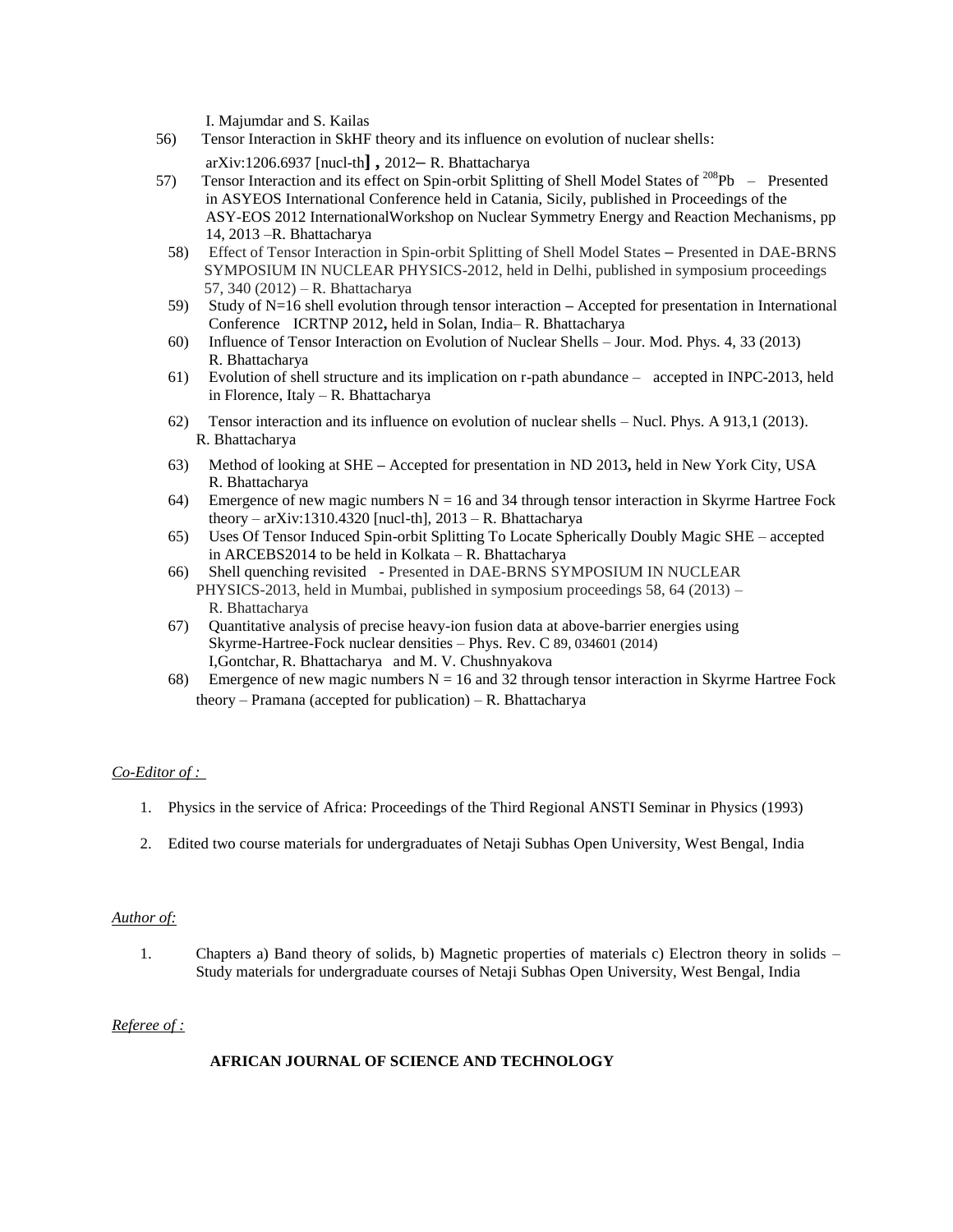I. Majumdar and S. Kailas

56) Tensor Interaction in SkHF theory and its influence on evolution of nuclear shells: arXiv:1206.6937 [nucl-th] , 2012– R. Bhattacharya

57) Tensor Interaction and its effect on Spin-orbit Splitting of Shell Model States of $^{208}$Pb – Presented in ASYEOS International Conference held in Catania, Sicily, published in Proceedings of the ASY-EOS 2012 InternationalWorkshop on Nuclear Symmetry Energy and Reaction Mechanisms, pp 14, 2013 –R. Bhattacharya

58) Effect of Tensor Interaction in Spin-orbit Splitting of Shell Model States – Presented in DAE-BRNS SYMPOSIUM IN NUCLEAR PHYSICS-2012, held in Delhi, published in symposium proceedings 57, 340 (2012) – R. Bhattacharya

59) Study of N=16 shell evolution through tensor interaction – Accepted for presentation in International Conference ICRTNP 2012, held in Solan, India– R. Bhattacharya

60) Influence of Tensor Interaction on Evolution of Nuclear Shells – Jour. Mod. Phys. 4, 33 (2013) R. Bhattacharya

61) Evolution of shell structure and its implication on r-path abundance – accepted in INPC-2013, held in Florence, Italy – R. Bhattacharya

62) Tensor interaction and its influence on evolution of nuclear shells – Nucl. Phys. A 913,1 (2013). R. Bhattacharya

63) Method of looking at SHE – Accepted for presentation in ND 2013, held in New York City, USA R. Bhattacharya

64) Emergence of new magic numbers N = 16 and 34 through tensor interaction in Skyrme Hartree Fock theory – arXiv:1310.4320 [nucl-th], 2013 – R. Bhattacharya

65) Uses Of Tensor Induced Spin-orbit Splitting To Locate Spherically Doubly Magic SHE – accepted in ARCEBS2014 to be held in Kolkata – R. Bhattacharya

66) Shell quenching revisited - Presented in DAE-BRNS SYMPOSIUM IN NUCLEAR PHYSICS-2013, held in Mumbai, published in symposium proceedings 58, 64 (2013) – R. Bhattacharya

67) Quantitative analysis of precise heavy-ion fusion data at above-barrier energies using Skyrme-Hartree-Fock nuclear densities – Phys. Rev. C 89, 034601 (2014) I,Gontchar, R. Bhattacharya and M. V. Chushnyakova

68) Emergence of new magic numbers N = 16 and 32 through tensor interaction in Skyrme Hartree Fock theory – Pramana (accepted for publication) – R. Bhattacharya

*Co-Editor of :*

1. Physics in the service of Africa: Proceedings of the Third Regional ANSTI Seminar in Physics (1993)
2. Edited two course materials for undergraduates of Netaji Subhas Open University, West Bengal, India

*Author of:*

1. Chapters a) Band theory of solids, b) Magnetic properties of materials c) Electron theory in solids – Study materials for undergraduate courses of Netaji Subhas Open University, West Bengal, India

*Referee of :*

**AFRICAN JOURNAL OF SCIENCE AND TECHNOLOGY**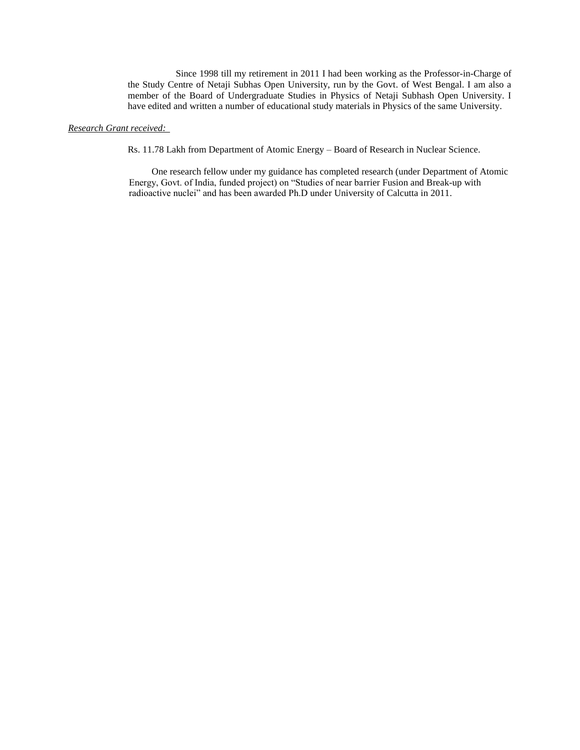Since 1998 till my retirement in 2011 I had been working as the Professor-in-Charge of the Study Centre of Netaji Subhas Open University, run by the Govt. of West Bengal. I am also a member of the Board of Undergraduate Studies in Physics of Netaji Subhash Open University. I have edited and written a number of educational study materials in Physics of the same University.

*Research Grant received:*

Rs. 11.78 Lakh from Department of Atomic Energy – Board of Research in Nuclear Science.

One research fellow under my guidance has completed research (under Department of Atomic Energy, Govt. of India, funded project) on "Studies of near barrier Fusion and Break-up with radioactive nuclei" and has been awarded Ph.D under University of Calcutta in 2011.